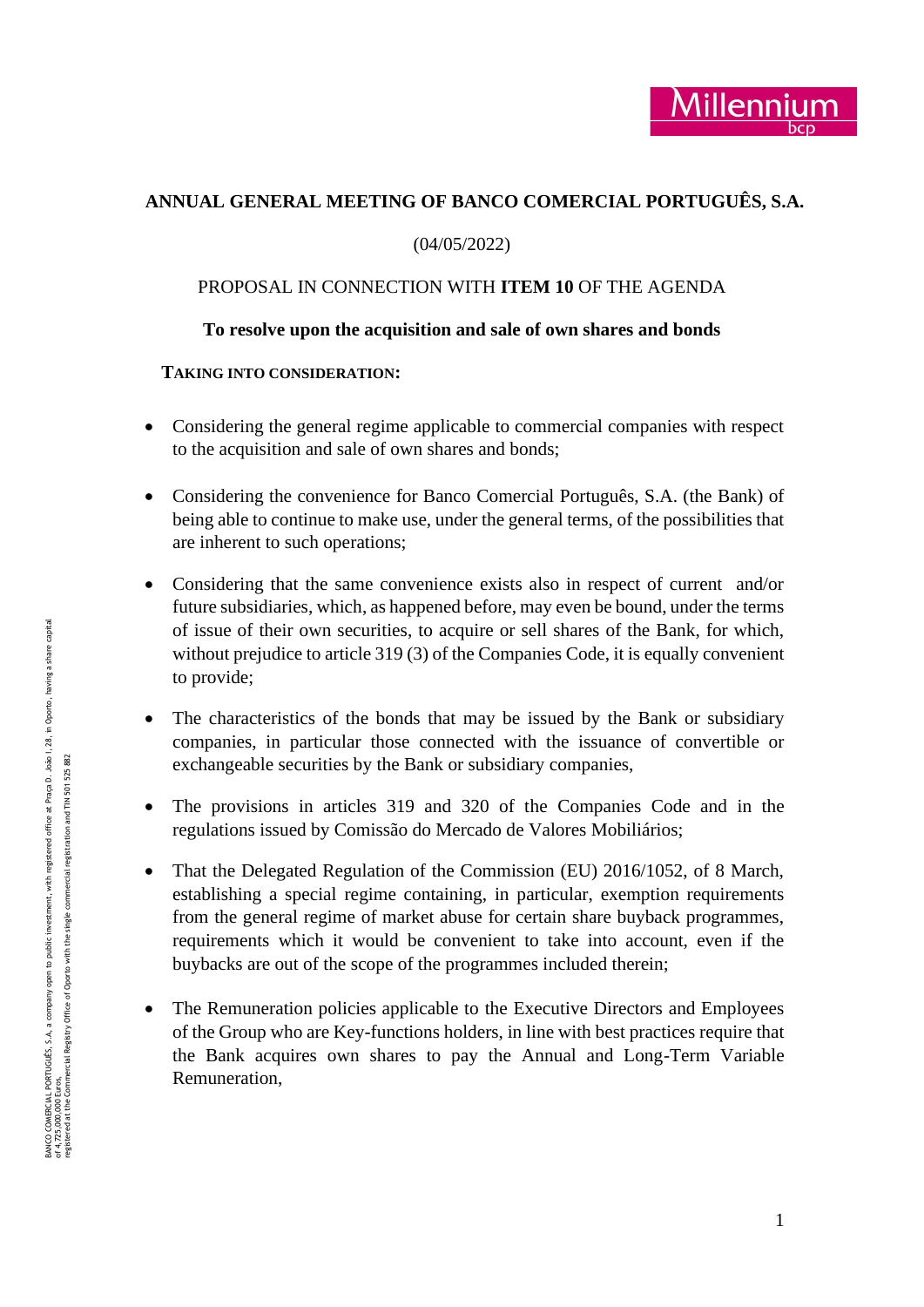**ANNUAL GENERAL MEETING OF BANCO COMERCIAL PORTUGUÊS, S.A.**

(04/05/2022)

PROPOSAL IN CONNECTION WITH **ITEM 10** OF THE AGENDA

**To resolve upon the acquisition and sale of own shares and bonds**

**TAKING INTO CONSIDERATION:**

- Considering the general regime applicable to commercial companies with respect to the acquisition and sale of own shares and bonds;
- Considering the convenience for Banco Comercial Português, S.A. (the Bank) of being able to continue to make use, under the general terms, of the possibilities that are inherent to such operations;
- Considering that the same convenience exists also in respect of current and/or future subsidiaries, which, as happened before, may even be bound, under the terms of issue of their own securities, to acquire or sell shares of the Bank, for which, without prejudice to article 319 (3) of the Companies Code, it is equally convenient to provide;
- The characteristics of the bonds that may be issued by the Bank or subsidiary companies, in particular those connected with the issuance of convertible or exchangeable securities by the Bank or subsidiary companies,
- The provisions in articles 319 and 320 of the Companies Code and in the regulations issued by Comissão do Mercado de Valores Mobiliários;
- That the Delegated Regulation of the Commission (EU) 2016/1052, of 8 March, establishing a special regime containing, in particular, exemption requirements from the general regime of market abuse for certain share buyback programmes, requirements which it would be convenient to take into account, even if the buybacks are out of the scope of the programmes included therein;
- The Remuneration policies applicable to the Executive Directors and Employees of the Group who are Key-functions holders, in line with best practices require that the Bank acquires own shares to pay the Annual and Long-Term Variable Remuneration,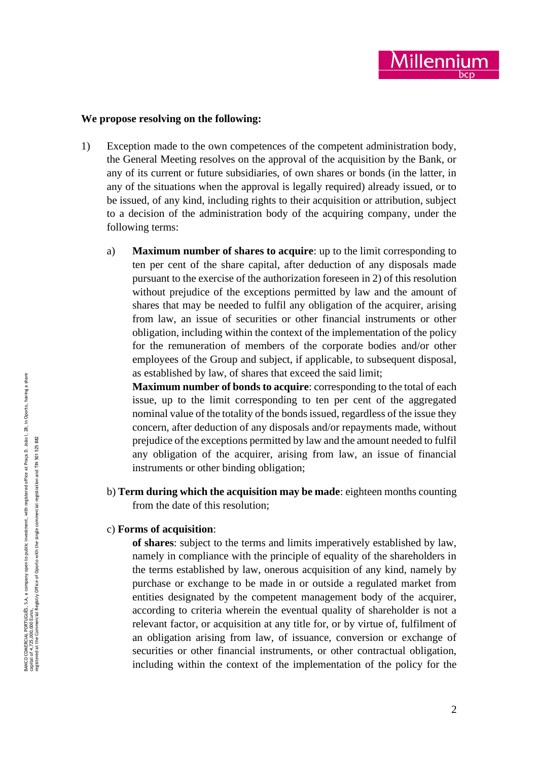**We propose resolving on the following:**

1) Exception made to the own competences of the competent administration body, the General Meeting resolves on the approval of the acquisition by the Bank, or any of its current or future subsidiaries, of own shares or bonds (in the latter, in any of the situations when the approval is legally required) already issued, or to be issued, of any kind, including rights to their acquisition or attribution, subject to a decision of the administration body of the acquiring company, under the following terms:

   a) **Maximum number of shares to acquire**: up to the limit corresponding to ten per cent of the share capital, after deduction of any disposals made pursuant to the exercise of the authorization foreseen in 2) of this resolution without prejudice of the exceptions permitted by law and the amount of shares that may be needed to fulfil any obligation of the acquirer, arising from law, an issue of securities or other financial instruments or other obligation, including within the context of the implementation of the policy for the remuneration of members of the corporate bodies and/or other employees of the Group and subject, if applicable, to subsequent disposal, as established by law, of shares that exceed the said limit;

      **Maximum number of bonds to acquire**: corresponding to the total of each issue, up to the limit corresponding to ten per cent of the aggregated nominal value of the totality of the bonds issued, regardless of the issue they concern, after deduction of any disposals and/or repayments made, without prejudice of the exceptions permitted by law and the amount needed to fulfil any obligation of the acquirer, arising from law, an issue of financial instruments or other binding obligation;

   b) **Term during which the acquisition may be made**: eighteen months counting from the date of this resolution;

   c) **Forms of acquisition**:

      **of shares**: subject to the terms and limits imperatively established by law, namely in compliance with the principle of equality of the shareholders in the terms established by law, onerous acquisition of any kind, namely by purchase or exchange to be made in or outside a regulated market from entities designated by the competent management body of the acquirer, according to criteria wherein the eventual quality of shareholder is not a relevant factor, or acquisition at any title for, or by virtue of, fulfilment of an obligation arising from law, of issuance, conversion or exchange of securities or other financial instruments, or other contractual obligation, including within the context of the implementation of the policy for the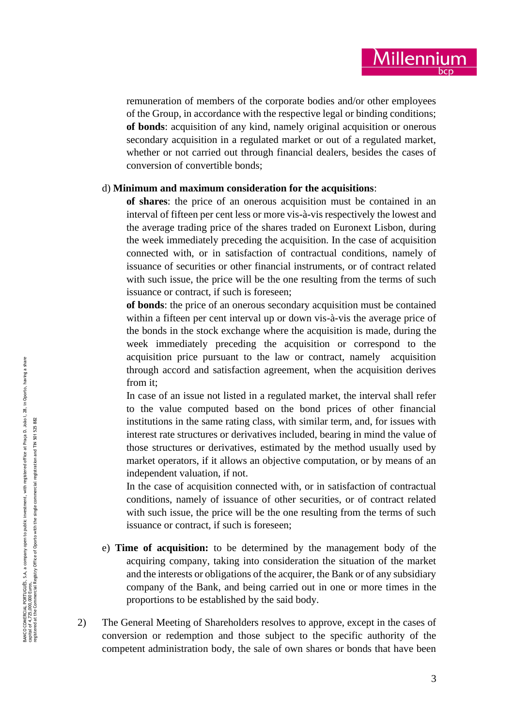remuneration of members of the corporate bodies and/or other employees of the Group, in accordance with the respective legal or binding conditions;
**of bonds**: acquisition of any kind, namely original acquisition or onerous secondary acquisition in a regulated market or out of a regulated market, whether or not carried out through financial dealers, besides the cases of conversion of convertible bonds;

d) **Minimum and maximum consideration for the acquisitions**:
**of shares**: the price of an onerous acquisition must be contained in an interval of fifteen per cent less or more vis-à-vis respectively the lowest and the average trading price of the shares traded on Euronext Lisbon, during the week immediately preceding the acquisition. In the case of acquisition connected with, or in satisfaction of contractual conditions, namely of issuance of securities or other financial instruments, or of contract related with such issue, the price will be the one resulting from the terms of such issuance or contract, if such is foreseen;
**of bonds**: the price of an onerous secondary acquisition must be contained within a fifteen per cent interval up or down vis-à-vis the average price of the bonds in the stock exchange where the acquisition is made, during the week immediately preceding the acquisition or correspond to the acquisition price pursuant to the law or contract, namely acquisition through accord and satisfaction agreement, when the acquisition derives from it;
In case of an issue not listed in a regulated market, the interval shall refer to the value computed based on the bond prices of other financial institutions in the same rating class, with similar term, and, for issues with interest rate structures or derivatives included, bearing in mind the value of those structures or derivatives, estimated by the method usually used by market operators, if it allows an objective computation, or by means of an independent valuation, if not.
In the case of acquisition connected with, or in satisfaction of contractual conditions, namely of issuance of other securities, or of contract related with such issue, the price will be the one resulting from the terms of such issuance or contract, if such is foreseen;

e) **Time of acquisition:** to be determined by the management body of the acquiring company, taking into consideration the situation of the market and the interests or obligations of the acquirer, the Bank or of any subsidiary company of the Bank, and being carried out in one or more times in the proportions to be established by the said body.

2) The General Meeting of Shareholders resolves to approve, except in the cases of conversion or redemption and those subject to the specific authority of the competent administration body, the sale of own shares or bonds that have been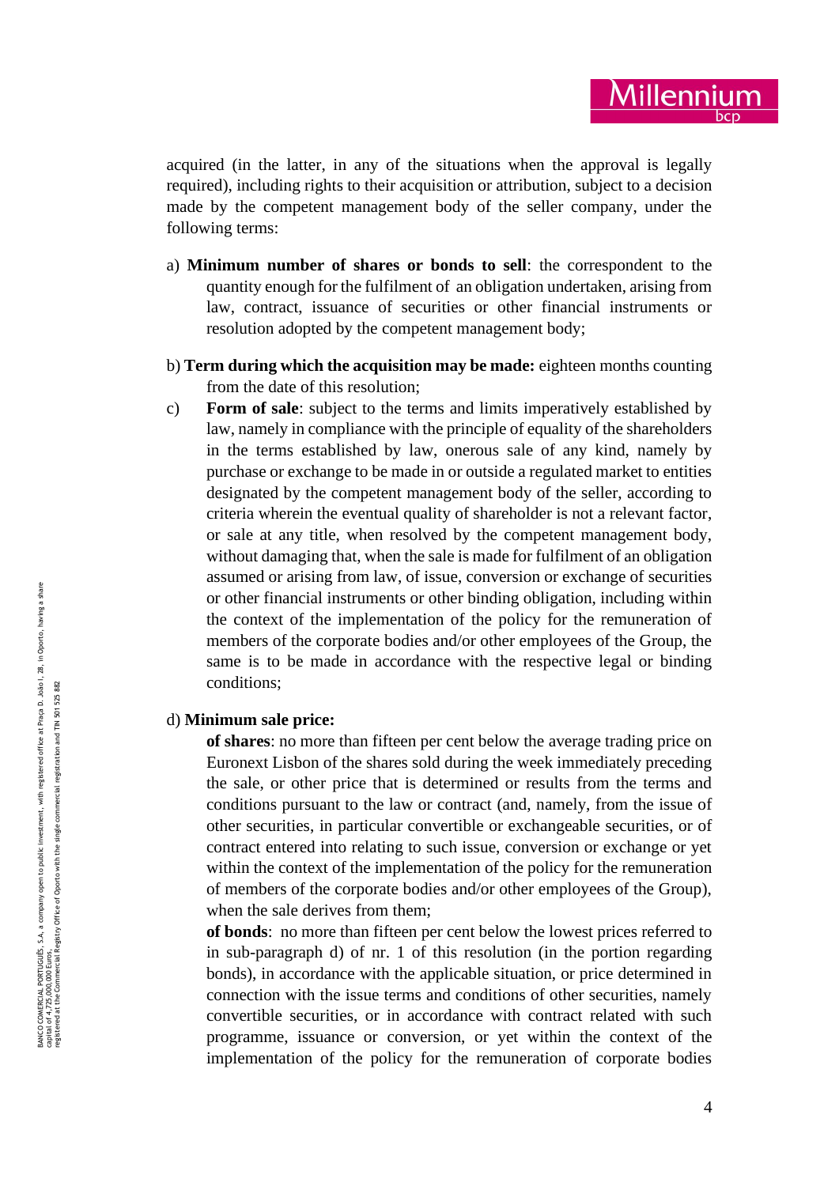acquired (in the latter, in any of the situations when the approval is legally required), including rights to their acquisition or attribution, subject to a decision made by the competent management body of the seller company, under the following terms:

a) **Minimum number of shares or bonds to sell**: the correspondent to the quantity enough for the fulfilment of an obligation undertaken, arising from law, contract, issuance of securities or other financial instruments or resolution adopted by the competent management body;

b) **Term during which the acquisition may be made:** eighteen months counting from the date of this resolution;

c) **Form of sale**: subject to the terms and limits imperatively established by law, namely in compliance with the principle of equality of the shareholders in the terms established by law, onerous sale of any kind, namely by purchase or exchange to be made in or outside a regulated market to entities designated by the competent management body of the seller, according to criteria wherein the eventual quality of shareholder is not a relevant factor, or sale at any title, when resolved by the competent management body, without damaging that, when the sale is made for fulfilment of an obligation assumed or arising from law, of issue, conversion or exchange of securities or other financial instruments or other binding obligation, including within the context of the implementation of the policy for the remuneration of members of the corporate bodies and/or other employees of the Group, the same is to be made in accordance with the respective legal or binding conditions;

d) **Minimum sale price:**

**of shares**: no more than fifteen per cent below the average trading price on Euronext Lisbon of the shares sold during the week immediately preceding the sale, or other price that is determined or results from the terms and conditions pursuant to the law or contract (and, namely, from the issue of other securities, in particular convertible or exchangeable securities, or of contract entered into relating to such issue, conversion or exchange or yet within the context of the implementation of the policy for the remuneration of members of the corporate bodies and/or other employees of the Group), when the sale derives from them;

**of bonds**: no more than fifteen per cent below the lowest prices referred to in sub-paragraph d) of nr. 1 of this resolution (in the portion regarding bonds), in accordance with the applicable situation, or price determined in connection with the issue terms and conditions of other securities, namely convertible securities, or in accordance with contract related with such programme, issuance or conversion, or yet within the context of the implementation of the policy for the remuneration of corporate bodies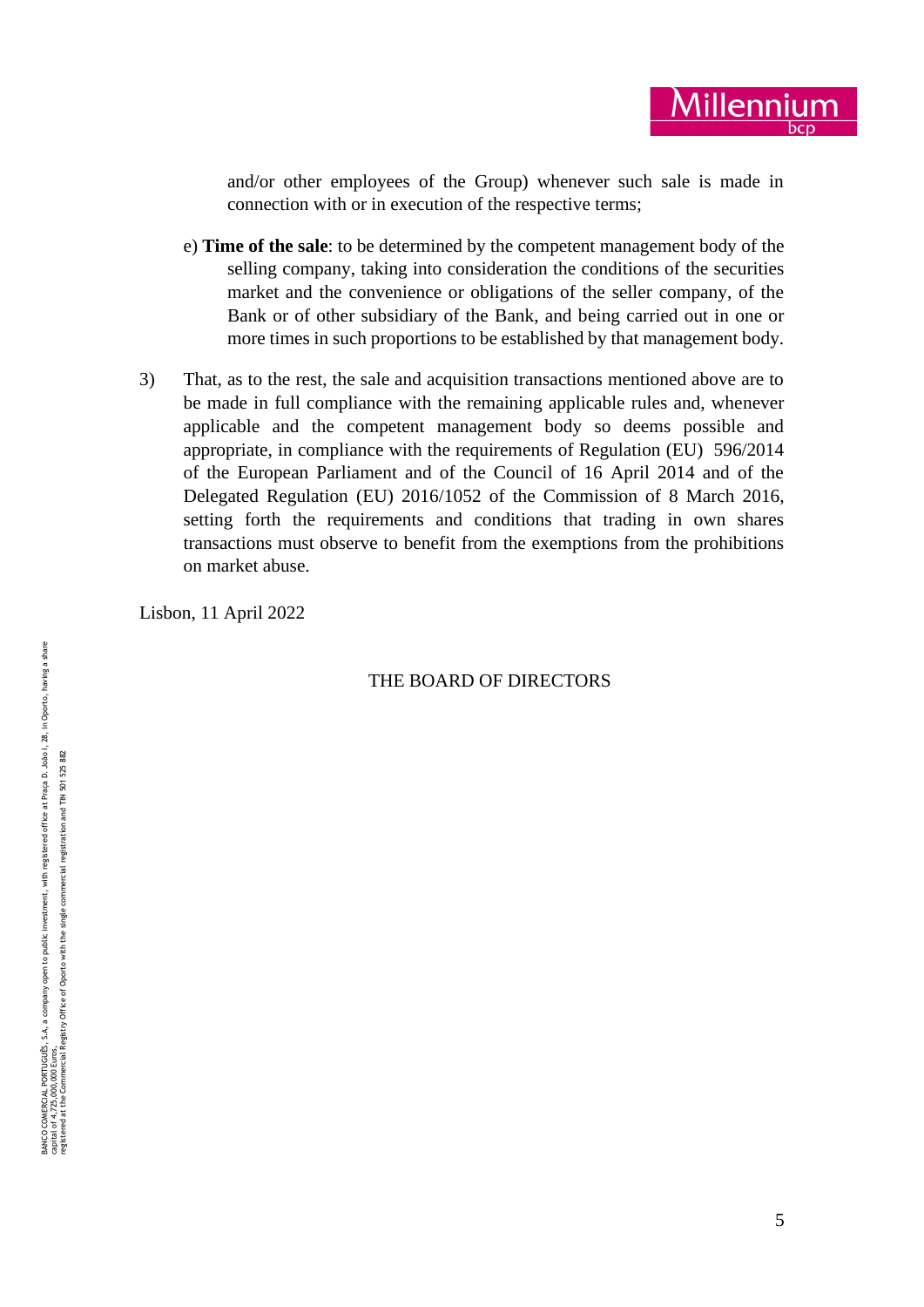and/or other employees of the Group) whenever such sale is made in connection with or in execution of the respective terms;

e) **Time of the sale**: to be determined by the competent management body of the selling company, taking into consideration the conditions of the securities market and the convenience or obligations of the seller company, of the Bank or of other subsidiary of the Bank, and being carried out in one or more times in such proportions to be established by that management body.

3) That, as to the rest, the sale and acquisition transactions mentioned above are to be made in full compliance with the remaining applicable rules and, whenever applicable and the competent management body so deems possible and appropriate, in compliance with the requirements of Regulation (EU) 596/2014 of the European Parliament and of the Council of 16 April 2014 and of the Delegated Regulation (EU) 2016/1052 of the Commission of 8 March 2016, setting forth the requirements and conditions that trading in own shares transactions must observe to benefit from the exemptions from the prohibitions on market abuse.

Lisbon, 11 April 2022

THE BOARD OF DIRECTORS